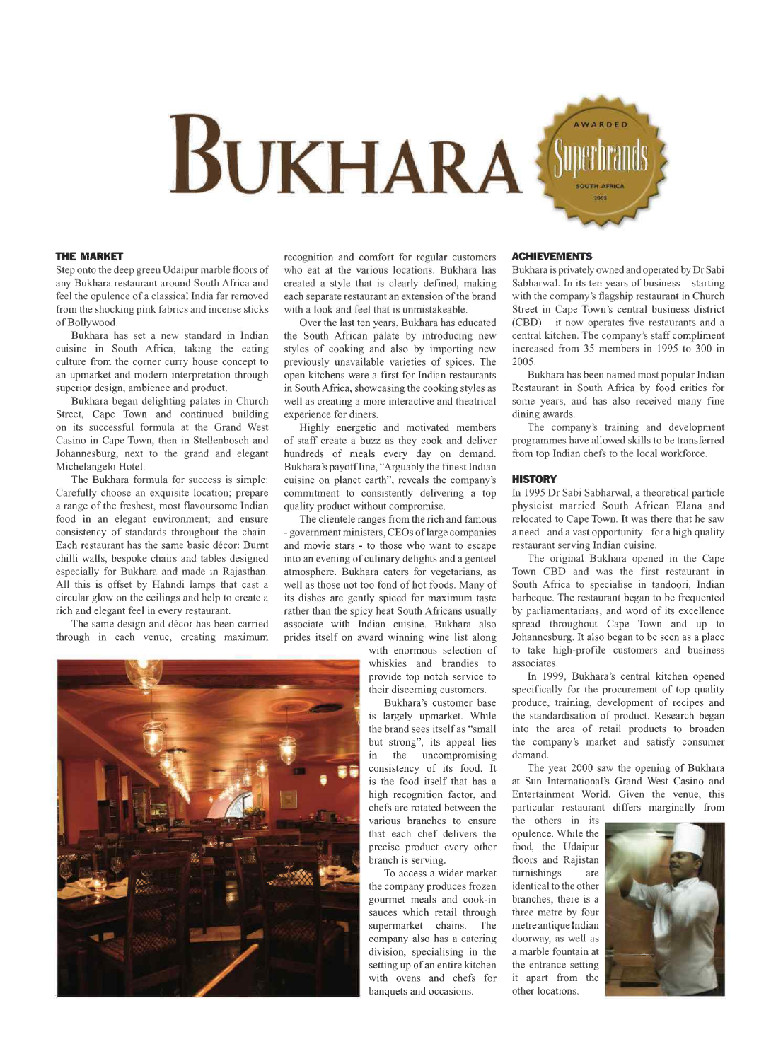# BUKHARA

## THE MARKET

Step onto the deep green Udaipur marble floors of any Bukhara restaurant around South Africa and feel the opulence of a classical India far removed from the shocking pink fabrics and incense sticks of Bollywood.

Bukhara has set a new standard in Indian cuisine in South Africa, taking the eating culture from the corner curry house concept to an upmarket and modern interpretation through superior design, ambience and product.

Bukhara began delighting palates in Church Street, Cape Town and continued building on its successful formula at the Grand West Casino in Cape Town, then in Stellenbosch and Johannesburg, next to the grand and elegant Michelangelo Hotel.

The Bukhara formula for success is simple: Carefully choose an exquisite location; prepare a range of the freshest, most flavoursome Indian food in an elegant environment; and ensure consistency of standards throughout the chain. Each restaurant has the same basic décor: Burnt chilli walls, bespoke chairs and tables designed especially for Bukhara and made in Rajasthan. All this is offset by Hahndi lamps that cast a circular glow on the ceilings and help to create a rich and elegant feel in every restaurant.

The same design and décor has been carried through in each venue, creating maximum recognition and comfort for regular customers who eat at the various locations. Bukhara has created a style that is clearly defined, making each separate restaurant an extension of the brand with a look and feel that is unmistakeable.

Over the last ten years, Bukhara has educated the South African palate by introducing new styles of cooking and also by importing new previously unavailable varieties of spices. The open kitchens were a first for Indian restaurants in South Africa, showcasing the cooking styles as well as creating a more interactive and theatrical experience for diners.

Highly energetic and motivated members of staff create a buzz as they cook and deliver hundreds of meals every day on demand. Bukhara's payoff line, "Arguably the finest Indian cuisine on planet earth", reveals the company's commitment to consistently delivering a top quality product without compromise.

The clientele ranges from the rich and famous - government ministers, CEOs of large companies and movie stars - to those who want to escape into an evening of culinary delights and a genteel atmosphere. Bukhara caters for vegetarians, as well as those not too fond of hot foods. Many of its dishes are gently spiced for maximum taste rather than the spicy heat South Africans usually associate with Indian cuisine. Bukhara also prides itself on award winning wine list along with enormous selection of whiskies and brandies to provide top notch service to their discerning customers.

Bukhara's customer base is largely upmarket. While the brand sees itself as "small but strong", its appeal lies in the uncompromising consistency of its food. It is the food itself that has a high recognition factor, and chefs are rotated between the various branches to ensure that each chef delivers the precise product every other branch is serving.

To access a wider market the company produces frozen gourmet meals and cook-in sauces which retail through supermarket chains. The company also has a catering division, specialising in the setting up of an entire kitchen with ovens and chefs for banquets and occasions.

## ACHIEVEMENTS

Bukhara is privately owned and operated by Dr Sabi Sabharwal. In its ten years of business – starting with the company's flagship restaurant in Church Street in Cape Town's central business district (CBD) – it now operates five restaurants and a central kitchen. The company's staff compliment increased from 35 members in 1995 to 300 in 2005.

Bukhara has been named most popular Indian Restaurant in South Africa by food critics for some years, and has also received many fine dining awards.

The company's training and development programmes have allowed skills to be transferred from top Indian chefs to the local workforce.

## HISTORY

In 1995 Dr Sabi Sabharwal, a theoretical particle physicist married South African Elana and relocated to Cape Town. It was there that he saw a need - and a vast opportunity - for a high quality restaurant serving Indian cuisine.

The original Bukhara opened in the Cape Town CBD and was the first restaurant in South Africa to specialise in tandoori, Indian barbeque. The restaurant began to be frequented by parliamentarians, and word of its excellence spread throughout Cape Town and up to Johannesburg. It also began to be seen as a place to take high-profile customers and business associates.

In 1999, Bukhara's central kitchen opened specifically for the procurement of top quality produce, training, development of recipes and the standardisation of product. Research began into the area of retail products to broaden the company's market and satisfy consumer demand.

The year 2000 saw the opening of Bukhara at Sun International's Grand West Casino and Entertainment World. Given the venue, this particular restaurant differs marginally from the others in its opulence. While the food, the Udaipur floors and Rajistan furnishings are identical to the other branches, there is a three metre by four metre antique Indian doorway, as well as a marble fountain at the entrance setting it apart from the other locations.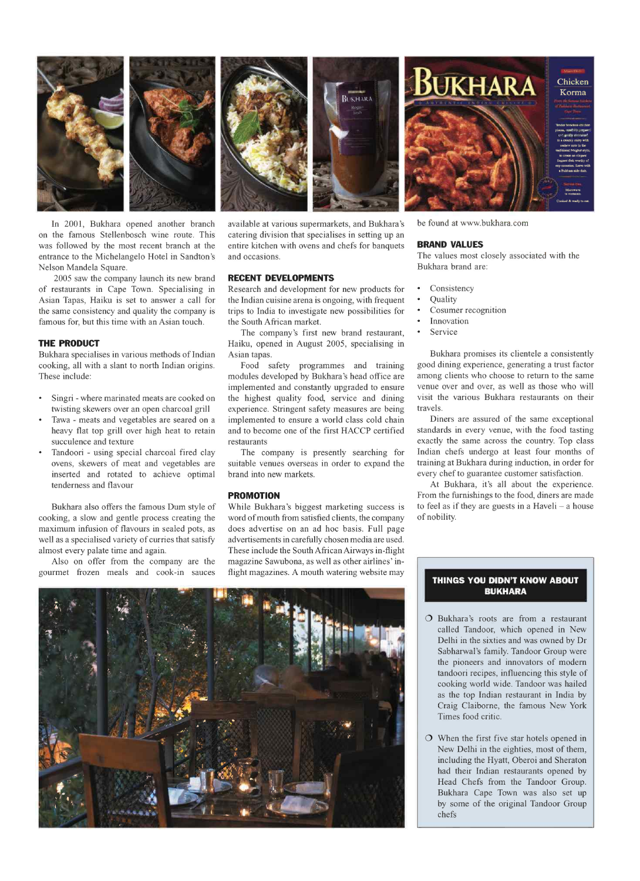In 2001, Bukhara opened another branch on the famous Stellenbosch wine route. This was followed by the most recent branch at the entrance to the Michelangelo Hotel in Sandton's Nelson Mandela Square.

2005 saw the company launch its new brand of restaurants in Cape Town. Specialising in Asian Tapas, Haiku is set to answer a call for the same consistency and quality the company is famous for, but this time with an Asian touch.

## THE PRODUCT

Bukhara specialises in various methods of Indian cooking, all with a slant to north Indian origins. These include:

- Singri - where marinated meats are cooked on twisting skewers over an open charcoal grill
- Tawa - meats and vegetables are seared on a heavy flat top grill over high heat to retain succulence and texture
- Tandoori - using special charcoal fired clay ovens, skewers of meat and vegetables are inserted and rotated to achieve optimal tenderness and flavour

Bukhara also offers the famous Dum style of cooking, a slow and gentle process creating the maximum infusion of flavours in sealed pots, as well as a specialised variety of curries that satisfy almost every palate time and again.

Also on offer from the company are the gourmet frozen meals and cook-in sauces available at various supermarkets, and Bukhara's catering division that specialises in setting up an entire kitchen with ovens and chefs for banquets and occasions.

## RECENT DEVELOPMENTS

Research and development for new products for the Indian cuisine arena is ongoing, with frequent trips to India to investigate new possibilities for the South African market.

The company's first new brand restaurant, Haiku, opened in August 2005, specialising in Asian tapas.

Food safety programmes and training modules developed by Bukhara's head office are implemented and constantly upgraded to ensure the highest quality food, service and dining experience. Stringent safety measures are being implemented to ensure a world class cold chain and to become one of the first HACCP certified restaurants

The company is presently searching for suitable venues overseas in order to expand the brand into new markets.

## PROMOTION

While Bukhara's biggest marketing success is word of mouth from satisfied clients, the company does advertise on an ad hoc basis. Full page advertisements in carefully chosen media are used. These include the South African Airways in-flight magazine Sawubona, as well as other airlines' in-flight magazines. A mouth watering website may be found at www.bukhara.com

## BRAND VALUES

The values most closely associated with the Bukhara brand are:

- Consistency
- Quality
- Cosumer recognition
- Innovation
- Service

Bukhara promises its clientele a consistently good dining experience, generating a trust factor among clients who choose to return to the same venue over and over, as well as those who will visit the various Bukhara restaurants on their travels.

Diners are assured of the same exceptional standards in every venue, with the food tasting exactly the same across the country. Top class Indian chefs undergo at least four months of training at Bukhara during induction, in order for every chef to guarantee customer satisfaction.

At Bukhara, it's all about the experience. From the furnishings to the food, diners are made to feel as if they are guests in a Haveli – a house of nobility.

## THINGS YOU DIDN'T KNOW ABOUT BUKHARA

- Bukhara's roots are from a restaurant called Tandoor, which opened in New Delhi in the sixties and was owned by Dr Sabharwal's family. Tandoor Group were the pioneers and innovators of modern tandoori recipes, influencing this style of cooking world wide. Tandoor was hailed as the top Indian restaurant in India by Craig Claiborne, the famous New York Times food critic.

- When the first five star hotels opened in New Delhi in the eighties, most of them, including the Hyatt, Oberoi and Sheraton had their Indian restaurants opened by Head Chefs from the Tandoor Group. Bukhara Cape Town was also set up by some of the original Tandoor Group chefs